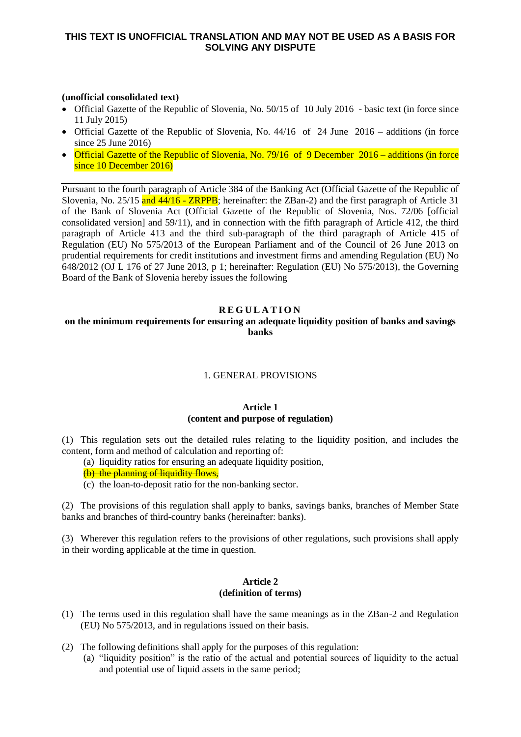**THIS TEXT IS UNOFFICIAL TRANSLATION AND MAY NOT BE USED AS A BASIS FOR SOLVING ANY DISPUTE**

**(unofficial consolidated text)**

- Official Gazette of the Republic of Slovenia, No. 50/15 of 10 July 2016 - basic text (in force since 11 July 2015)
- Official Gazette of the Republic of Slovenia, No. 44/16 of 24 June 2016 – additions (in force since 25 June 2016)
- Official Gazette of the Republic of Slovenia, No. 79/16 of 9 December 2016 – additions (in force since 10 December 2016)

---

Pursuant to the fourth paragraph of Article 384 of the Banking Act (Official Gazette of the Republic of Slovenia, No. 25/15 and 44/16 - ZRPPB; hereinafter: the ZBan-2) and the first paragraph of Article 31 of the Bank of Slovenia Act (Official Gazette of the Republic of Slovenia, Nos. 72/06 [official consolidated version] and 59/11), and in connection with the fifth paragraph of Article 412, the third paragraph of Article 413 and the third sub-paragraph of the third paragraph of Article 415 of Regulation (EU) No 575/2013 of the European Parliament and of the Council of 26 June 2013 on prudential requirements for credit institutions and investment firms and amending Regulation (EU) No 648/2012 (OJ L 176 of 27 June 2013, p 1; hereinafter: Regulation (EU) No 575/2013), the Governing Board of the Bank of Slovenia hereby issues the following

# REGULATION

## on the minimum requirements for ensuring an adequate liquidity position of banks and savings banks

### 1. GENERAL PROVISIONS

**Article 1**
**(content and purpose of regulation)**

(1) This regulation sets out the detailed rules relating to the liquidity position, and includes the content, form and method of calculation and reporting of:

(a) liquidity ratios for ensuring an adequate liquidity position,

(b) ~~the planning of liquidity flows,~~

(c) the loan-to-deposit ratio for the non-banking sector.

(2) The provisions of this regulation shall apply to banks, savings banks, branches of Member State banks and branches of third-country banks (hereinafter: banks).

(3) Wherever this regulation refers to the provisions of other regulations, such provisions shall apply in their wording applicable at the time in question.

**Article 2**
**(definition of terms)**

(1) The terms used in this regulation shall have the same meanings as in the ZBan-2 and Regulation (EU) No 575/2013, and in regulations issued on their basis.

(2) The following definitions shall apply for the purposes of this regulation:

(a) "liquidity position" is the ratio of the actual and potential sources of liquidity to the actual and potential use of liquid assets in the same period;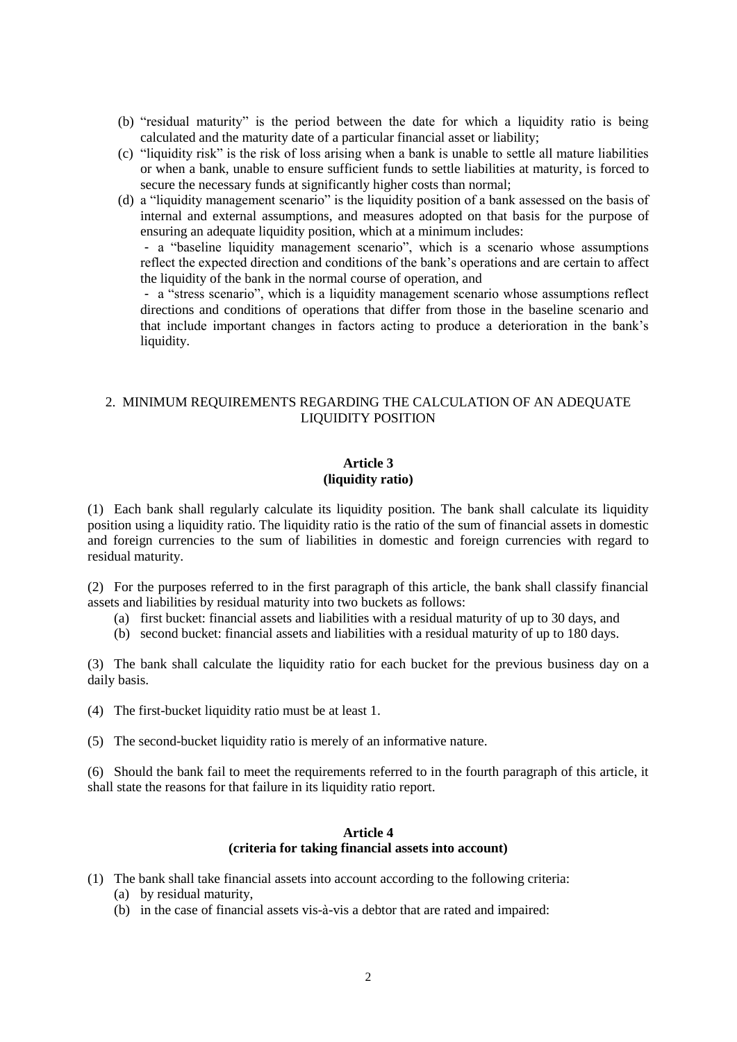(b) "residual maturity" is the period between the date for which a liquidity ratio is being calculated and the maturity date of a particular financial asset or liability;

(c) "liquidity risk" is the risk of loss arising when a bank is unable to settle all mature liabilities or when a bank, unable to ensure sufficient funds to settle liabilities at maturity, is forced to secure the necessary funds at significantly higher costs than normal;

(d) a "liquidity management scenario" is the liquidity position of a bank assessed on the basis of internal and external assumptions, and measures adopted on that basis for the purpose of ensuring an adequate liquidity position, which at a minimum includes:

- a "baseline liquidity management scenario", which is a scenario whose assumptions reflect the expected direction and conditions of the bank's operations and are certain to affect the liquidity of the bank in the normal course of operation, and
- a "stress scenario", which is a liquidity management scenario whose assumptions reflect directions and conditions of operations that differ from those in the baseline scenario and that include important changes in factors acting to produce a deterioration in the bank's liquidity.

## 2. MINIMUM REQUIREMENTS REGARDING THE CALCULATION OF AN ADEQUATE LIQUIDITY POSITION

### Article 3
### (liquidity ratio)

(1) Each bank shall regularly calculate its liquidity position. The bank shall calculate its liquidity position using a liquidity ratio. The liquidity ratio is the ratio of the sum of financial assets in domestic and foreign currencies to the sum of liabilities in domestic and foreign currencies with regard to residual maturity.

(2) For the purposes referred to in the first paragraph of this article, the bank shall classify financial assets and liabilities by residual maturity into two buckets as follows:

(a) first bucket: financial assets and liabilities with a residual maturity of up to 30 days, and

(b) second bucket: financial assets and liabilities with a residual maturity of up to 180 days.

(3) The bank shall calculate the liquidity ratio for each bucket for the previous business day on a daily basis.

(4) The first-bucket liquidity ratio must be at least 1.

(5) The second-bucket liquidity ratio is merely of an informative nature.

(6) Should the bank fail to meet the requirements referred to in the fourth paragraph of this article, it shall state the reasons for that failure in its liquidity ratio report.

### Article 4
### (criteria for taking financial assets into account)

(1) The bank shall take financial assets into account according to the following criteria:

(a) by residual maturity,

(b) in the case of financial assets vis-à-vis a debtor that are rated and impaired: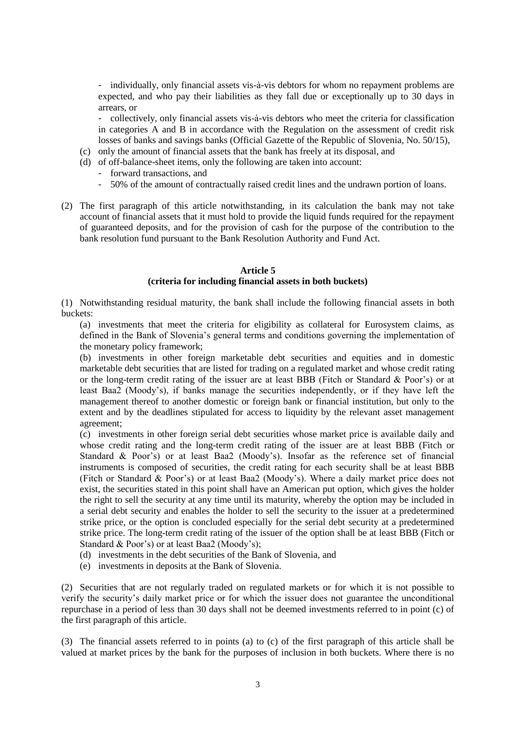- individually, only financial assets vis-à-vis debtors for whom no repayment problems are expected, and who pay their liabilities as they fall due or exceptionally up to 30 days in arrears, or

- collectively, only financial assets vis-à-vis debtors who meet the criteria for classification in categories A and B in accordance with the Regulation on the assessment of credit risk losses of banks and savings banks (Official Gazette of the Republic of Slovenia, No. 50/15),

(c) only the amount of financial assets that the bank has freely at its disposal, and

(d) of off-balance-sheet items, only the following are taken into account:
  - forward transactions, and
  - 50% of the amount of contractually raised credit lines and the undrawn portion of loans.

(2) The first paragraph of this article notwithstanding, in its calculation the bank may not take account of financial assets that it must hold to provide the liquid funds required for the repayment of guaranteed deposits, and for the provision of cash for the purpose of the contribution to the bank resolution fund pursuant to the Bank Resolution Authority and Fund Act.

**Article 5**
**(criteria for including financial assets in both buckets)**

(1) Notwithstanding residual maturity, the bank shall include the following financial assets in both buckets:

(a) investments that meet the criteria for eligibility as collateral for Eurosystem claims, as defined in the Bank of Slovenia's general terms and conditions governing the implementation of the monetary policy framework;

(b) investments in other foreign marketable debt securities and equities and in domestic marketable debt securities that are listed for trading on a regulated market and whose credit rating or the long-term credit rating of the issuer are at least BBB (Fitch or Standard & Poor's) or at least Baa2 (Moody's), if banks manage the securities independently, or if they have left the management thereof to another domestic or foreign bank or financial institution, but only to the extent and by the deadlines stipulated for access to liquidity by the relevant asset management agreement;

(c) investments in other foreign serial debt securities whose market price is available daily and whose credit rating and the long-term credit rating of the issuer are at least BBB (Fitch or Standard & Poor's) or at least Baa2 (Moody's). Insofar as the reference set of financial instruments is composed of securities, the credit rating for each security shall be at least BBB (Fitch or Standard & Poor's) or at least Baa2 (Moody's). Where a daily market price does not exist, the securities stated in this point shall have an American put option, which gives the holder the right to sell the security at any time until its maturity, whereby the option may be included in a serial debt security and enables the holder to sell the security to the issuer at a predetermined strike price, or the option is concluded especially for the serial debt security at a predetermined strike price. The long-term credit rating of the issuer of the option shall be at least BBB (Fitch or Standard & Poor's) or at least Baa2 (Moody's);

(d) investments in the debt securities of the Bank of Slovenia, and

(e) investments in deposits at the Bank of Slovenia.

(2) Securities that are not regularly traded on regulated markets or for which it is not possible to verify the security's daily market price or for which the issuer does not guarantee the unconditional repurchase in a period of less than 30 days shall not be deemed investments referred to in point (c) of the first paragraph of this article.

(3) The financial assets referred to in points (a) to (c) of the first paragraph of this article shall be valued at market prices by the bank for the purposes of inclusion in both buckets. Where there is no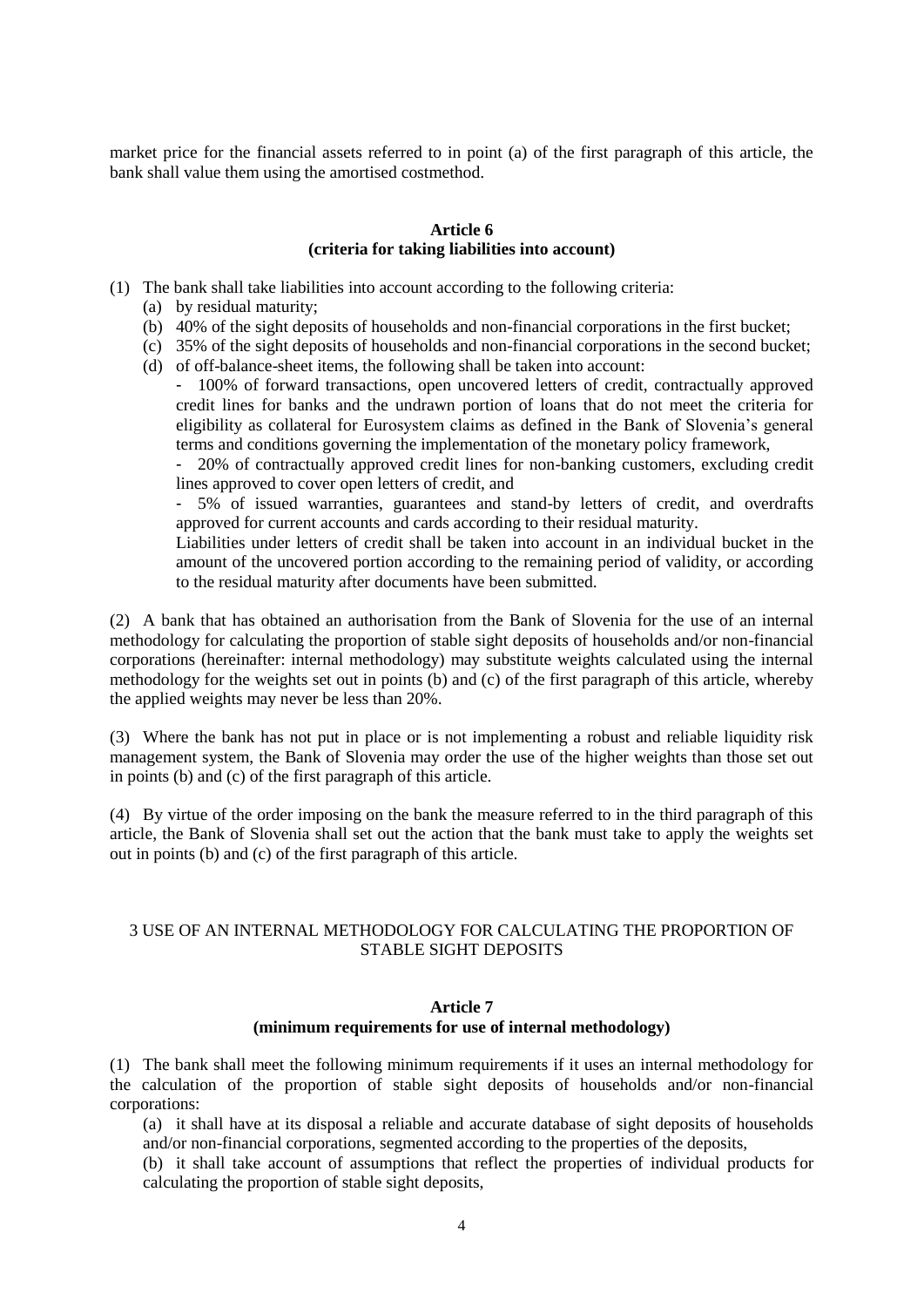market price for the financial assets referred to in point (a) of the first paragraph of this article, the bank shall value them using the amortised costmethod.

**Article 6**
**(criteria for taking liabilities into account)**

(1) The bank shall take liabilities into account according to the following criteria:

(a) by residual maturity;

(b) 40% of the sight deposits of households and non-financial corporations in the first bucket;

(c) 35% of the sight deposits of households and non-financial corporations in the second bucket;

(d) of off-balance-sheet items, the following shall be taken into account:

- 100% of forward transactions, open uncovered letters of credit, contractually approved credit lines for banks and the undrawn portion of loans that do not meet the criteria for eligibility as collateral for Eurosystem claims as defined in the Bank of Slovenia's general terms and conditions governing the implementation of the monetary policy framework,
- 20% of contractually approved credit lines for non-banking customers, excluding credit lines approved to cover open letters of credit, and
- 5% of issued warranties, guarantees and stand-by letters of credit, and overdrafts approved for current accounts and cards according to their residual maturity.

Liabilities under letters of credit shall be taken into account in an individual bucket in the amount of the uncovered portion according to the remaining period of validity, or according to the residual maturity after documents have been submitted.

(2) A bank that has obtained an authorisation from the Bank of Slovenia for the use of an internal methodology for calculating the proportion of stable sight deposits of households and/or non-financial corporations (hereinafter: internal methodology) may substitute weights calculated using the internal methodology for the weights set out in points (b) and (c) of the first paragraph of this article, whereby the applied weights may never be less than 20%.

(3) Where the bank has not put in place or is not implementing a robust and reliable liquidity risk management system, the Bank of Slovenia may order the use of the higher weights than those set out in points (b) and (c) of the first paragraph of this article.

(4) By virtue of the order imposing on the bank the measure referred to in the third paragraph of this article, the Bank of Slovenia shall set out the action that the bank must take to apply the weights set out in points (b) and (c) of the first paragraph of this article.

## 3 USE OF AN INTERNAL METHODOLOGY FOR CALCULATING THE PROPORTION OF STABLE SIGHT DEPOSITS

**Article 7**
**(minimum requirements for use of internal methodology)**

(1) The bank shall meet the following minimum requirements if it uses an internal methodology for the calculation of the proportion of stable sight deposits of households and/or non-financial corporations:

(a) it shall have at its disposal a reliable and accurate database of sight deposits of households and/or non-financial corporations, segmented according to the properties of the deposits,

(b) it shall take account of assumptions that reflect the properties of individual products for calculating the proportion of stable sight deposits,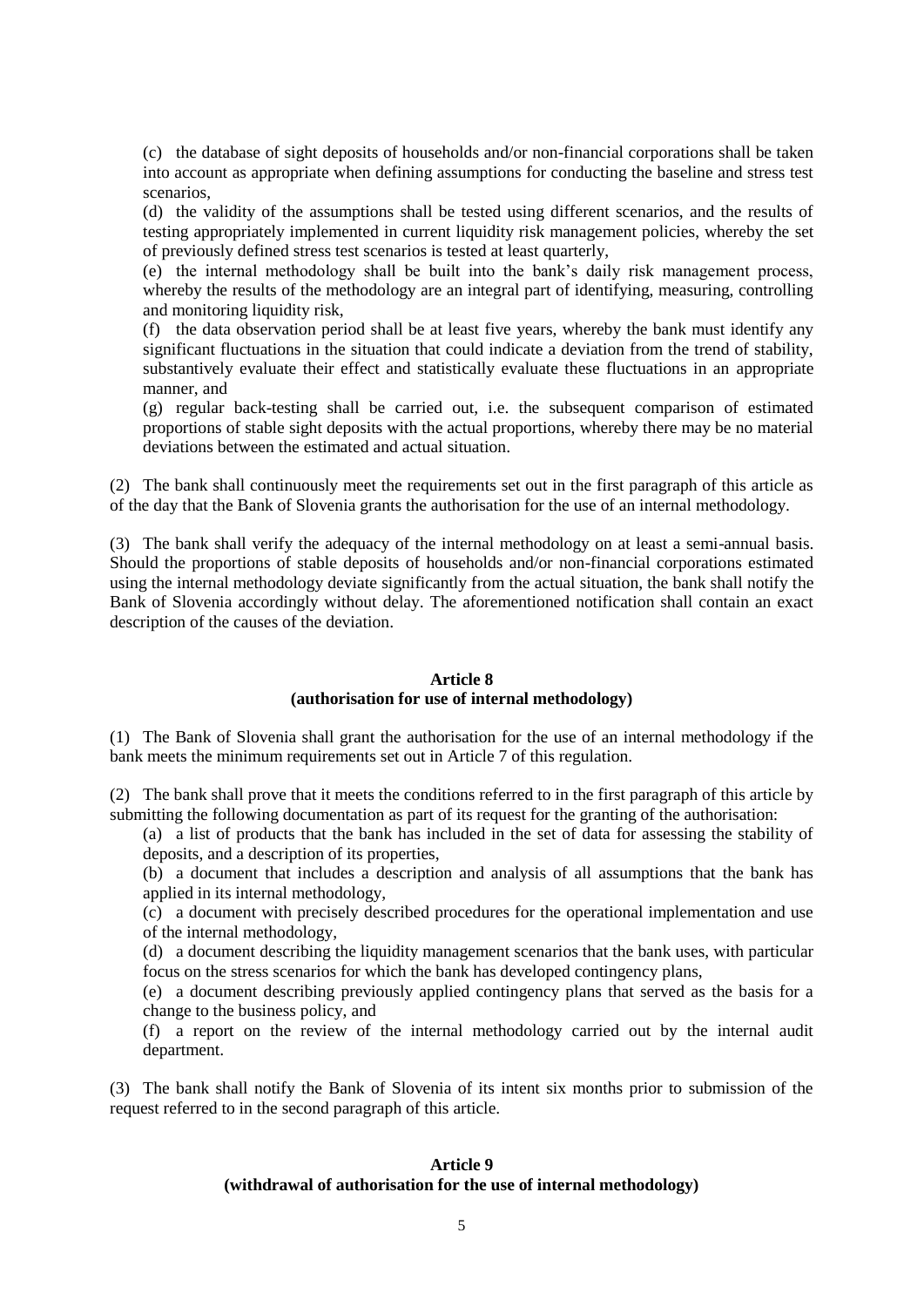(c) the database of sight deposits of households and/or non-financial corporations shall be taken into account as appropriate when defining assumptions for conducting the baseline and stress test scenarios,

(d) the validity of the assumptions shall be tested using different scenarios, and the results of testing appropriately implemented in current liquidity risk management policies, whereby the set of previously defined stress test scenarios is tested at least quarterly,

(e) the internal methodology shall be built into the bank's daily risk management process, whereby the results of the methodology are an integral part of identifying, measuring, controlling and monitoring liquidity risk,

(f) the data observation period shall be at least five years, whereby the bank must identify any significant fluctuations in the situation that could indicate a deviation from the trend of stability, substantively evaluate their effect and statistically evaluate these fluctuations in an appropriate manner, and

(g) regular back-testing shall be carried out, i.e. the subsequent comparison of estimated proportions of stable sight deposits with the actual proportions, whereby there may be no material deviations between the estimated and actual situation.

(2) The bank shall continuously meet the requirements set out in the first paragraph of this article as of the day that the Bank of Slovenia grants the authorisation for the use of an internal methodology.

(3) The bank shall verify the adequacy of the internal methodology on at least a semi-annual basis. Should the proportions of stable deposits of households and/or non-financial corporations estimated using the internal methodology deviate significantly from the actual situation, the bank shall notify the Bank of Slovenia accordingly without delay. The aforementioned notification shall contain an exact description of the causes of the deviation.

**Article 8**
**(authorisation for use of internal methodology)**

(1) The Bank of Slovenia shall grant the authorisation for the use of an internal methodology if the bank meets the minimum requirements set out in Article 7 of this regulation.

(2) The bank shall prove that it meets the conditions referred to in the first paragraph of this article by submitting the following documentation as part of its request for the granting of the authorisation:

(a) a list of products that the bank has included in the set of data for assessing the stability of deposits, and a description of its properties,

(b) a document that includes a description and analysis of all assumptions that the bank has applied in its internal methodology,

(c) a document with precisely described procedures for the operational implementation and use of the internal methodology,

(d) a document describing the liquidity management scenarios that the bank uses, with particular focus on the stress scenarios for which the bank has developed contingency plans,

(e) a document describing previously applied contingency plans that served as the basis for a change to the business policy, and

(f) a report on the review of the internal methodology carried out by the internal audit department.

(3) The bank shall notify the Bank of Slovenia of its intent six months prior to submission of the request referred to in the second paragraph of this article.

**Article 9**
**(withdrawal of authorisation for the use of internal methodology)**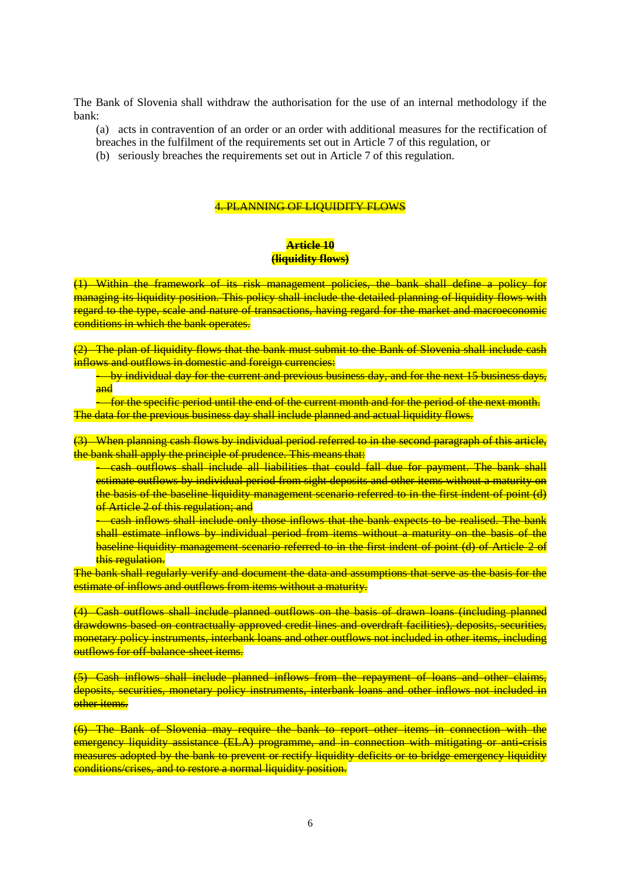The Bank of Slovenia shall withdraw the authorisation for the use of an internal methodology if the bank:

(a) acts in contravention of an order or an order with additional measures for the rectification of breaches in the fulfilment of the requirements set out in Article 7 of this regulation, or

(b) seriously breaches the requirements set out in Article 7 of this regulation.

~~4. PLANNING OF LIQUIDITY FLOWS~~

**~~Article 10~~**
**~~(liquidity flows)~~**

~~(1) Within the framework of its risk management policies, the bank shall define a policy for managing its liquidity position. This policy shall include the detailed planning of liquidity flows with regard to the type, scale and nature of transactions, having regard for the market and macroeconomic conditions in which the bank operates.~~

~~(2) The plan of liquidity flows that the bank must submit to the Bank of Slovenia shall include cash inflows and outflows in domestic and foreign currencies:~~

- ~~by individual day for the current and previous business day, and for the next 15 business days, and~~
- ~~for the specific period until the end of the current month and for the period of the next month.~~

~~The data for the previous business day shall include planned and actual liquidity flows.~~

~~(3) When planning cash flows by individual period referred to in the second paragraph of this article, the bank shall apply the principle of prudence. This means that:~~

- ~~cash outflows shall include all liabilities that could fall due for payment. The bank shall estimate outflows by individual period from sight deposits and other items without a maturity on the basis of the baseline liquidity management scenario referred to in the first indent of point (d) of Article 2 of this regulation; and~~
- ~~cash inflows shall include only those inflows that the bank expects to be realised. The bank shall estimate inflows by individual period from items without a maturity on the basis of the baseline liquidity management scenario referred to in the first indent of point (d) of Article 2 of this regulation.~~

~~The bank shall regularly verify and document the data and assumptions that serve as the basis for the estimate of inflows and outflows from items without a maturity.~~

~~(4) Cash outflows shall include planned outflows on the basis of drawn loans (including planned drawdowns based on contractually approved credit lines and overdraft facilities), deposits, securities, monetary policy instruments, interbank loans and other outflows not included in other items, including outflows for off-balance-sheet items.~~

~~(5) Cash inflows shall include planned inflows from the repayment of loans and other claims, deposits, securities, monetary policy instruments, interbank loans and other inflows not included in other items.~~

~~(6) The Bank of Slovenia may require the bank to report other items in connection with the emergency liquidity assistance (ELA) programme, and in connection with mitigating or anti-crisis measures adopted by the bank to prevent or rectify liquidity deficits or to bridge emergency liquidity conditions/crises, and to restore a normal liquidity position.~~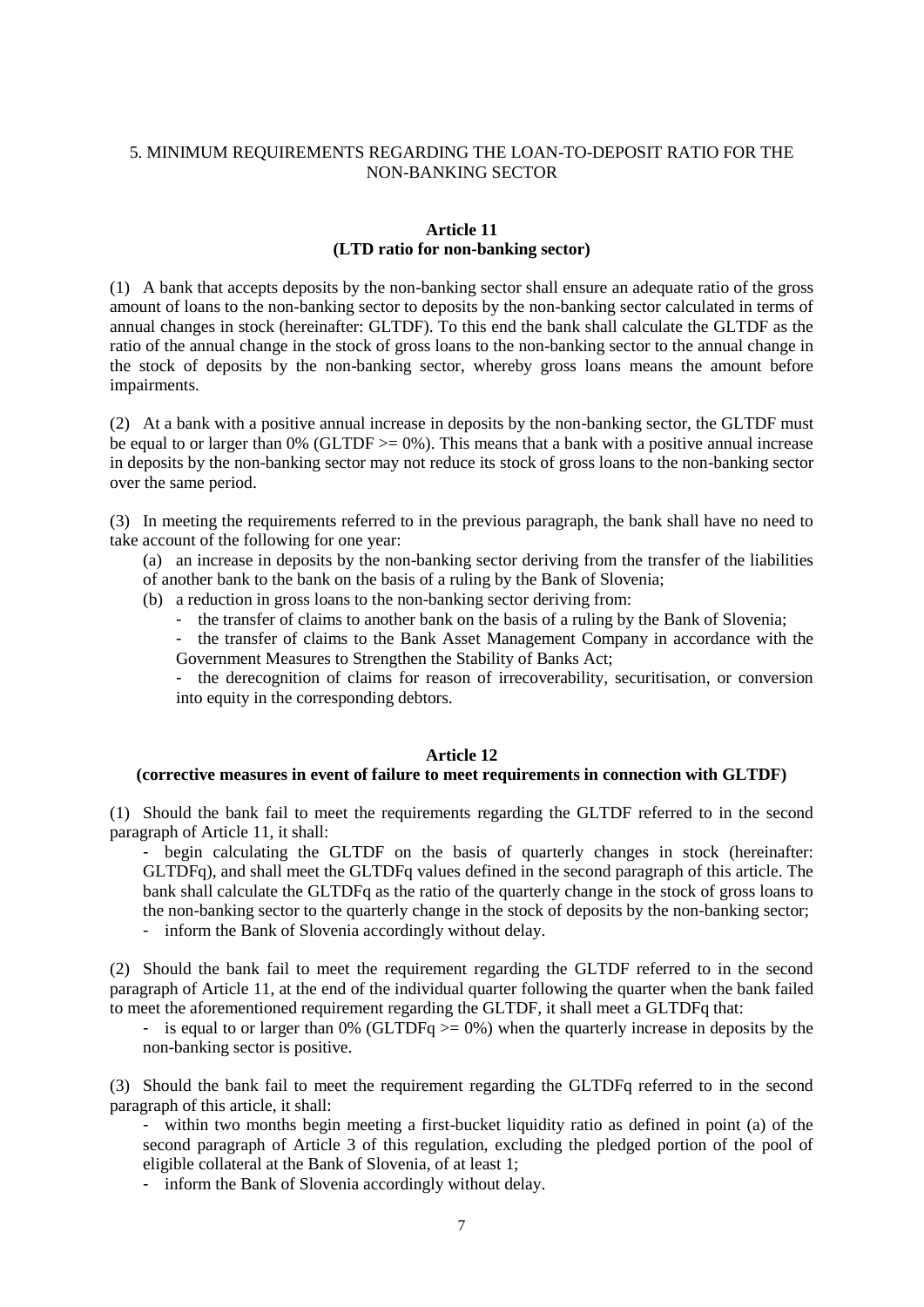## 5. MINIMUM REQUIREMENTS REGARDING THE LOAN-TO-DEPOSIT RATIO FOR THE NON-BANKING SECTOR

### Article 11
### (LTD ratio for non-banking sector)

(1) A bank that accepts deposits by the non-banking sector shall ensure an adequate ratio of the gross amount of loans to the non-banking sector to deposits by the non-banking sector calculated in terms of annual changes in stock (hereinafter: GLTDF). To this end the bank shall calculate the GLTDF as the ratio of the annual change in the stock of gross loans to the non-banking sector to the annual change in the stock of deposits by the non-banking sector, whereby gross loans means the amount before impairments.

(2) At a bank with a positive annual increase in deposits by the non-banking sector, the GLTDF must be equal to or larger than 0% (GLTDF >= 0%). This means that a bank with a positive annual increase in deposits by the non-banking sector may not reduce its stock of gross loans to the non-banking sector over the same period.

(3) In meeting the requirements referred to in the previous paragraph, the bank shall have no need to take account of the following for one year:

(a) an increase in deposits by the non-banking sector deriving from the transfer of the liabilities of another bank to the bank on the basis of a ruling by the Bank of Slovenia;

(b) a reduction in gross loans to the non-banking sector deriving from:

- the transfer of claims to another bank on the basis of a ruling by the Bank of Slovenia;
- the transfer of claims to the Bank Asset Management Company in accordance with the Government Measures to Strengthen the Stability of Banks Act;
- the derecognition of claims for reason of irrecoverability, securitisation, or conversion into equity in the corresponding debtors.

### Article 12
### (corrective measures in event of failure to meet requirements in connection with GLTDF)

(1) Should the bank fail to meet the requirements regarding the GLTDF referred to in the second paragraph of Article 11, it shall:

- begin calculating the GLTDF on the basis of quarterly changes in stock (hereinafter: GLTDFq), and shall meet the GLTDFq values defined in the second paragraph of this article. The bank shall calculate the GLTDFq as the ratio of the quarterly change in the stock of gross loans to the non-banking sector to the quarterly change in the stock of deposits by the non-banking sector;
- inform the Bank of Slovenia accordingly without delay.

(2) Should the bank fail to meet the requirement regarding the GLTDF referred to in the second paragraph of Article 11, at the end of the individual quarter following the quarter when the bank failed to meet the aforementioned requirement regarding the GLTDF, it shall meet a GLTDFq that:

- is equal to or larger than 0% (GLTDFq >= 0%) when the quarterly increase in deposits by the non-banking sector is positive.

(3) Should the bank fail to meet the requirement regarding the GLTDFq referred to in the second paragraph of this article, it shall:

- within two months begin meeting a first-bucket liquidity ratio as defined in point (a) of the second paragraph of Article 3 of this regulation, excluding the pledged portion of the pool of eligible collateral at the Bank of Slovenia, of at least 1;
- inform the Bank of Slovenia accordingly without delay.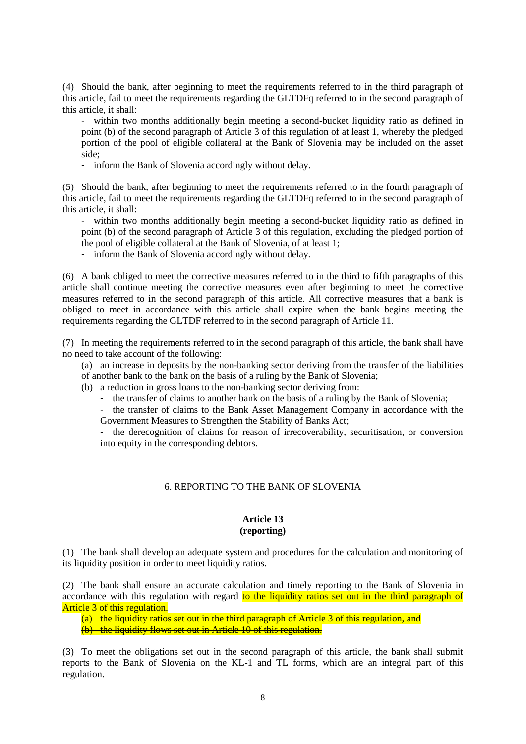(4) Should the bank, after beginning to meet the requirements referred to in the third paragraph of this article, fail to meet the requirements regarding the GLTDFq referred to in the second paragraph of this article, it shall:

- within two months additionally begin meeting a second-bucket liquidity ratio as defined in point (b) of the second paragraph of Article 3 of this regulation of at least 1, whereby the pledged portion of the pool of eligible collateral at the Bank of Slovenia may be included on the asset side;
- inform the Bank of Slovenia accordingly without delay.

(5) Should the bank, after beginning to meet the requirements referred to in the fourth paragraph of this article, fail to meet the requirements regarding the GLTDFq referred to in the second paragraph of this article, it shall:

- within two months additionally begin meeting a second-bucket liquidity ratio as defined in point (b) of the second paragraph of Article 3 of this regulation, excluding the pledged portion of the pool of eligible collateral at the Bank of Slovenia, of at least 1;
- inform the Bank of Slovenia accordingly without delay.

(6) A bank obliged to meet the corrective measures referred to in the third to fifth paragraphs of this article shall continue meeting the corrective measures even after beginning to meet the corrective measures referred to in the second paragraph of this article. All corrective measures that a bank is obliged to meet in accordance with this article shall expire when the bank begins meeting the requirements regarding the GLTDF referred to in the second paragraph of Article 11.

(7) In meeting the requirements referred to in the second paragraph of this article, the bank shall have no need to take account of the following:

(a) an increase in deposits by the non-banking sector deriving from the transfer of the liabilities of another bank to the bank on the basis of a ruling by the Bank of Slovenia;

(b) a reduction in gross loans to the non-banking sector deriving from:

- the transfer of claims to another bank on the basis of a ruling by the Bank of Slovenia;
- the transfer of claims to the Bank Asset Management Company in accordance with the Government Measures to Strengthen the Stability of Banks Act;
- the derecognition of claims for reason of irrecoverability, securitisation, or conversion into equity in the corresponding debtors.

## 6. REPORTING TO THE BANK OF SLOVENIA

### Article 13
### (reporting)

(1) The bank shall develop an adequate system and procedures for the calculation and monitoring of its liquidity position in order to meet liquidity ratios.

(2) The bank shall ensure an accurate calculation and timely reporting to the Bank of Slovenia in accordance with this regulation with regard to the liquidity ratios set out in the third paragraph of Article 3 of this regulation.

~~(a) the liquidity ratios set out in the third paragraph of Article 3 of this regulation, and~~

~~(b) the liquidity flows set out in Article 10 of this regulation.~~

(3) To meet the obligations set out in the second paragraph of this article, the bank shall submit reports to the Bank of Slovenia on the KL-1 and TL forms, which are an integral part of this regulation.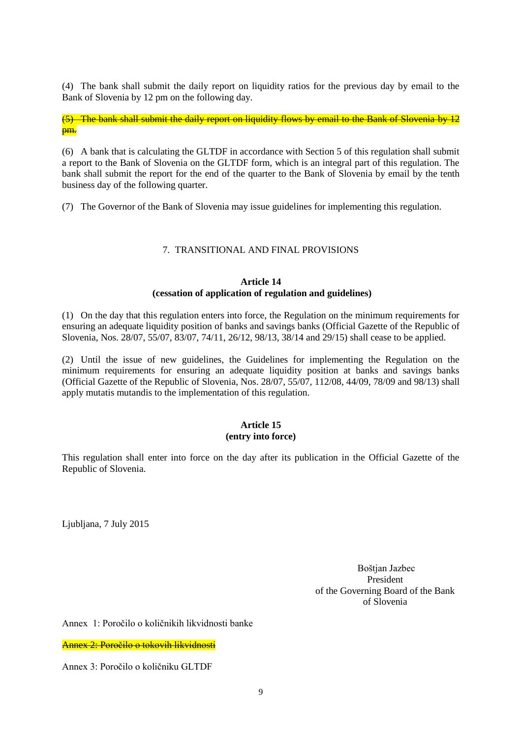(4) The bank shall submit the daily report on liquidity ratios for the previous day by email to the Bank of Slovenia by 12 pm on the following day.

~~(5) The bank shall submit the daily report on liquidity flows by email to the Bank of Slovenia by 12 pm.~~

(6) A bank that is calculating the GLTDF in accordance with Section 5 of this regulation shall submit a report to the Bank of Slovenia on the GLTDF form, which is an integral part of this regulation. The bank shall submit the report for the end of the quarter to the Bank of Slovenia by email by the tenth business day of the following quarter.

(7) The Governor of the Bank of Slovenia may issue guidelines for implementing this regulation.

## 7. TRANSITIONAL AND FINAL PROVISIONS

### Article 14
### (cessation of application of regulation and guidelines)

(1) On the day that this regulation enters into force, the Regulation on the minimum requirements for ensuring an adequate liquidity position of banks and savings banks (Official Gazette of the Republic of Slovenia, Nos. 28/07, 55/07, 83/07, 74/11, 26/12, 98/13, 38/14 and 29/15) shall cease to be applied.

(2) Until the issue of new guidelines, the Guidelines for implementing the Regulation on the minimum requirements for ensuring an adequate liquidity position at banks and savings banks (Official Gazette of the Republic of Slovenia, Nos. 28/07, 55/07, 112/08, 44/09, 78/09 and 98/13) shall apply mutatis mutandis to the implementation of this regulation.

### Article 15
### (entry into force)

This regulation shall enter into force on the day after its publication in the Official Gazette of the Republic of Slovenia.

Ljubljana, 7 July 2015

Boštjan Jazbec
President
of the Governing Board of the Bank
of Slovenia

Annex 1: Poročilo o količnikih likvidnosti banke

~~Annex 2: Poročilo o tokovih likvidnosti~~

Annex 3: Poročilo o količniku GLTDF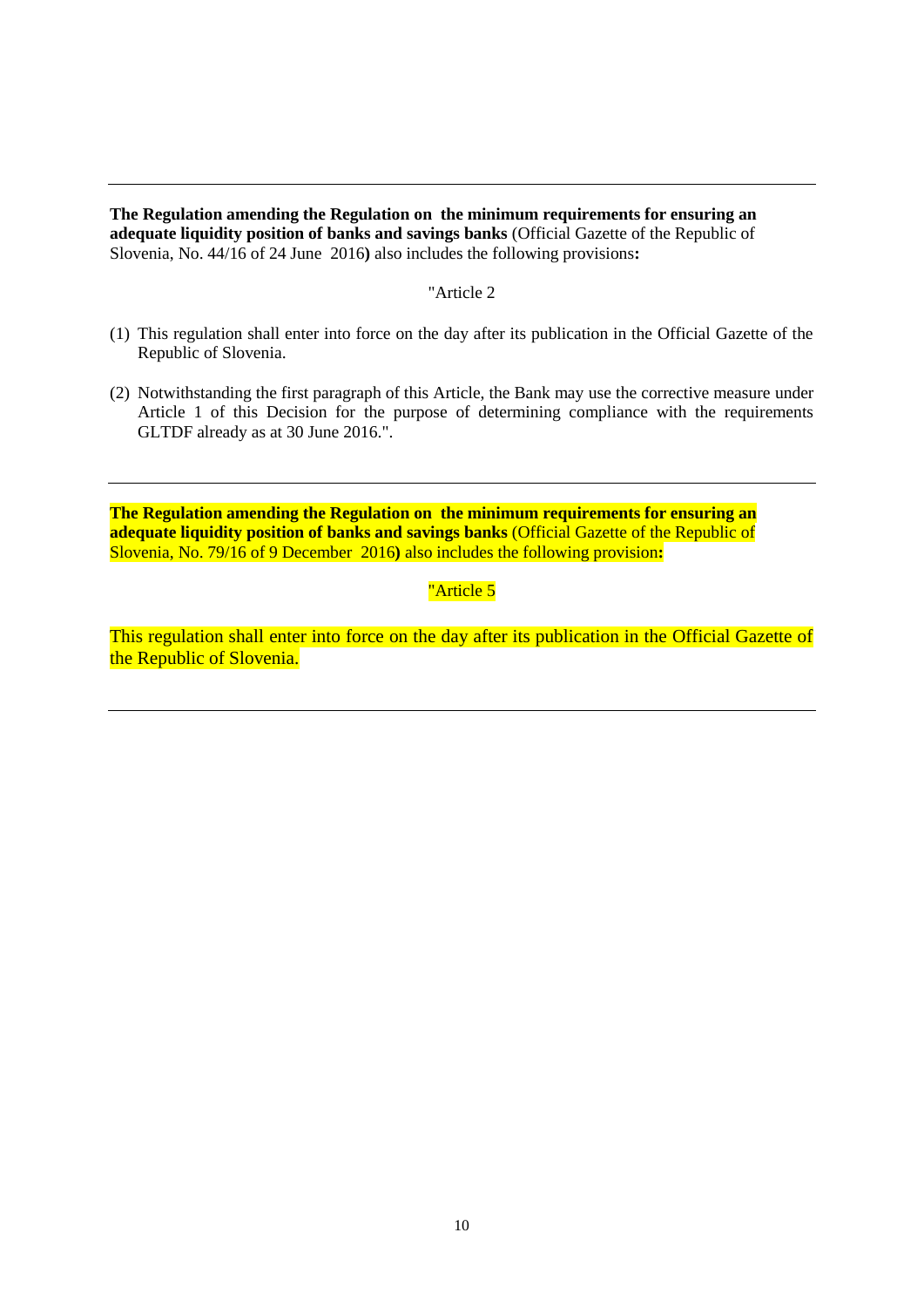---

**The Regulation amending the Regulation on the minimum requirements for ensuring an adequate liquidity position of banks and savings banks** (Official Gazette of the Republic of Slovenia, No. 44/16 of 24 June 2016**)** also includes the following provisions**:**

"Article 2

(1) This regulation shall enter into force on the day after its publication in the Official Gazette of the Republic of Slovenia.

(2) Notwithstanding the first paragraph of this Article, the Bank may use the corrective measure under Article 1 of this Decision for the purpose of determining compliance with the requirements GLTDF already as at 30 June 2016.".

---

**The Regulation amending the Regulation on the minimum requirements for ensuring an adequate liquidity position of banks and savings banks** (Official Gazette of the Republic of Slovenia, No. 79/16 of 9 December 2016**)** also includes the following provision**:**

"Article 5

This regulation shall enter into force on the day after its publication in the Official Gazette of the Republic of Slovenia.

---